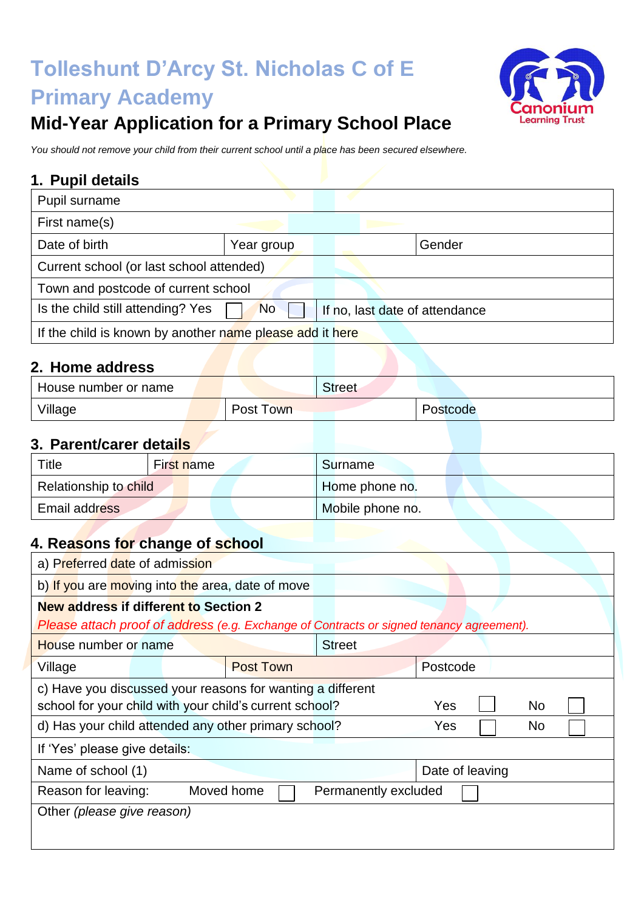# Tolleshunt D'Arcy St. Nicholas C of E Primary Academy

Canonium Learning Trust

## Mid-Year Application for a Primary School Place

*You should not remove your child from their current school until a place has been secured elsewhere.*

### 1. Pupil details

| Pupil surname | | |
|---|---|---|
| First name(s) | | |
| Date of birth | Year group | Gender |
| Current school (or last school attended) | | |
| Town and postcode of current school | | |
| Is the child still attending? Yes ☐ No ☐ | If no, last date of attendance | |
| If the child is known by another name please add it here | | |

### 2. Home address

| House number or name | | Street |
|---|---|---|
| Village | Post Town | Postcode |

### 3. Parent/carer details

| Title | First name | Surname |
|---|---|---|
| Relationship to child | | Home phone no. |
| Email address | | Mobile phone no. |

### 4. Reasons for change of school

| a) Preferred date of admission | | |
|---|---|---|
| b) If you are moving into the area, date of move | | |
| **New address if different to Section 2**<br>*Please attach proof of address (e.g. Exchange of Contracts or signed tenancy agreement).* | | |
| House number or name | | Street |
| Village | Post Town | Postcode |
| c) Have you discussed your reasons for wanting a different school for your child with your child's current school? | | Yes ☐ No ☐ |
| d) Has your child attended any other primary school? | | Yes ☐ No ☐ |
| If 'Yes' please give details: | | |
| Name of school (1) | | Date of leaving |
| Reason for leaving: Moved home ☐ | Permanently excluded ☐ | |
| Other *(please give reason)* | | |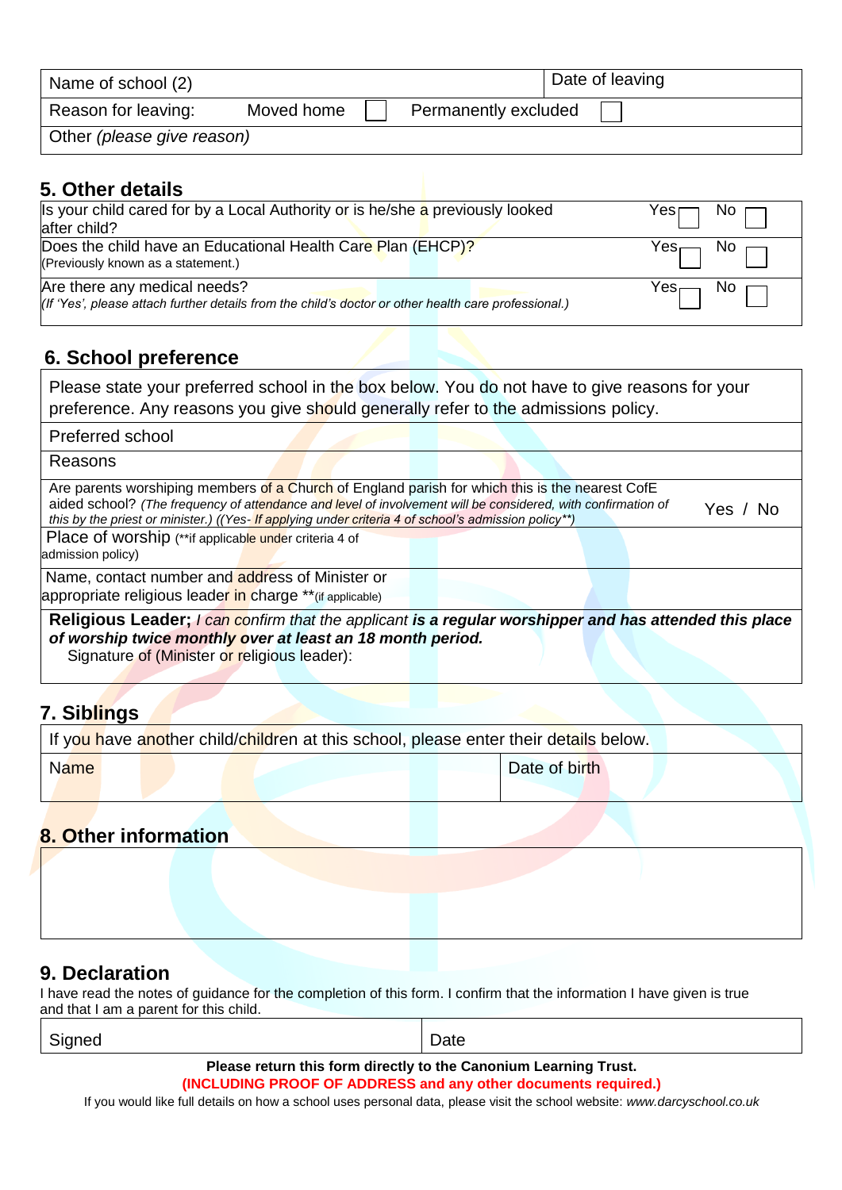| Name of school (2) | | | | Date of leaving | |
|---|---|---|---|---|---|
| Reason for leaving: | Moved home | ☐ | Permanently excluded | ☐ | |
| Other *(please give reason)* | | | | | |

## 5. Other details

| | |
|---|---|
| Is your child cared for by a Local Authority or is he/she a previously looked after child? | Yes ☐ No ☐ |
| Does the child have an Educational Health Care Plan (EHCP)? (Previously known as a statement.) | Yes ☐ No ☐ |
| Are there any medical needs? *(If 'Yes', please attach further details from the child's doctor or other health care professional.)* | Yes ☐ No ☐ |

## 6. School preference

| | |
|---|---|
| Please state your preferred school in the box below. You do not have to give reasons for your preference. Any reasons you give should generally refer to the admissions policy. | |
| Preferred school | |
| Reasons | |
| Are parents worshiping members of a Church of England parish for which this is the nearest CofE aided school? *(The frequency of attendance and level of involvement will be considered, with confirmation of this by the priest or minister.) ((Yes- If applying under criteria 4 of school's admission policy\*\*)* | Yes / No |
| Place of worship (\*\*if applicable under criteria 4 of admission policy) | |
| Name, contact number and address of Minister or appropriate religious leader in charge \*\*(if applicable) | |
| **Religious Leader;** *I can confirm that the applicant* ***is a regular worshipper and has attended this place of worship twice monthly over at least an 18 month period.*** Signature of (Minister or religious leader): | |

## 7. Siblings

| If you have another child/children at this school, please enter their details below. | |
|---|---|
| Name | Date of birth |

## 8. Other information

| |
|---|
| |

## 9. Declaration

I have read the notes of guidance for the completion of this form. I confirm that the information I have given is true and that I am a parent for this child.

| Signed | Date |
|---|---|

**Please return this form directly to the Canonium Learning Trust.**

**(INCLUDING PROOF OF ADDRESS and any other documents required.)**

If you would like full details on how a school uses personal data, please visit the school website: *www.darcyschool.co.uk*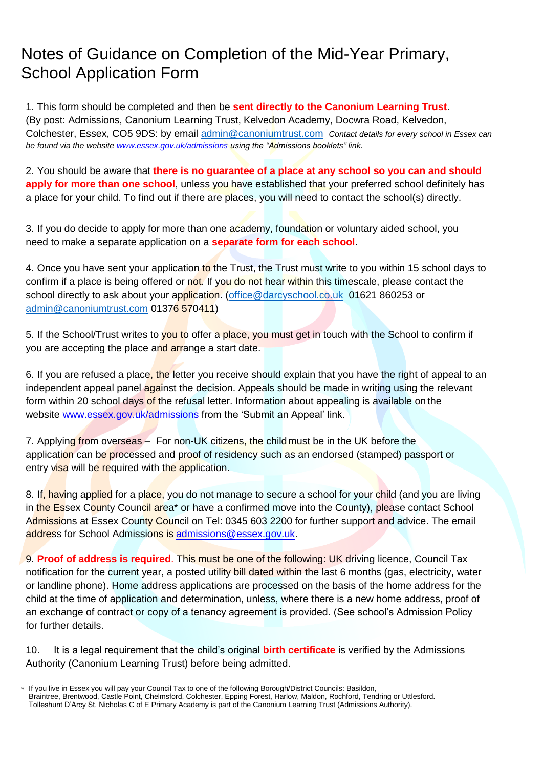# Notes of Guidance on Completion of the Mid-Year Primary, School Application Form

1. This form should be completed and then be **sent directly to the Canonium Learning Trust**. (By post: Admissions, Canonium Learning Trust, Kelvedon Academy, Docwra Road, Kelvedon, Colchester, Essex, CO5 9DS: by email admin@canoniumtrust.com *Contact details for every school in Essex can be found via the website www.essex.gov.uk/admissions using the "Admissions booklets" link.*

2. You should be aware that **there is no guarantee of a place at any school so you can and should apply for more than one school**, unless you have established that your preferred school definitely has a place for your child. To find out if there are places, you will need to contact the school(s) directly.

3. If you do decide to apply for more than one academy, foundation or voluntary aided school, you need to make a separate application on a **separate form for each school**.

4. Once you have sent your application to the Trust, the Trust must write to you within 15 school days to confirm if a place is being offered or not. If you do not hear within this timescale, please contact the school directly to ask about your application. (office@darcyschool.co.uk 01621 860253 or admin@canoniumtrust.com 01376 570411)

5. If the School/Trust writes to you to offer a place, you must get in touch with the School to confirm if you are accepting the place and arrange a start date.

6. If you are refused a place, the letter you receive should explain that you have the right of appeal to an independent appeal panel against the decision. Appeals should be made in writing using the relevant form within 20 school days of the refusal letter. Information about appealing is available on the website www.essex.gov.uk/admissions from the 'Submit an Appeal' link.

7. Applying from overseas – For non-UK citizens, the child must be in the UK before the application can be processed and proof of residency such as an endorsed (stamped) passport or entry visa will be required with the application.

8. If, having applied for a place, you do not manage to secure a school for your child (and you are living in the Essex County Council area* or have a confirmed move into the County), please contact School Admissions at Essex County Council on Tel: 0345 603 2200 for further support and advice. The email address for School Admissions is admissions@essex.gov.uk.

9. **Proof of address is required**. This must be one of the following: UK driving licence, Council Tax notification for the current year, a posted utility bill dated within the last 6 months (gas, electricity, water or landline phone). Home address applications are processed on the basis of the home address for the child at the time of application and determination, unless, where there is a new home address, proof of an exchange of contract or copy of a tenancy agreement is provided. (See school's Admission Policy for further details.

10. It is a legal requirement that the child's original **birth certificate** is verified by the Admissions Authority (Canonium Learning Trust) before being admitted.

* If you live in Essex you will pay your Council Tax to one of the following Borough/District Councils: Basildon, Braintree, Brentwood, Castle Point, Chelmsford, Colchester, Epping Forest, Harlow, Maldon, Rochford, Tendring or Uttlesford. Tolleshunt D'Arcy St. Nicholas C of E Primary Academy is part of the Canonium Learning Trust (Admissions Authority).